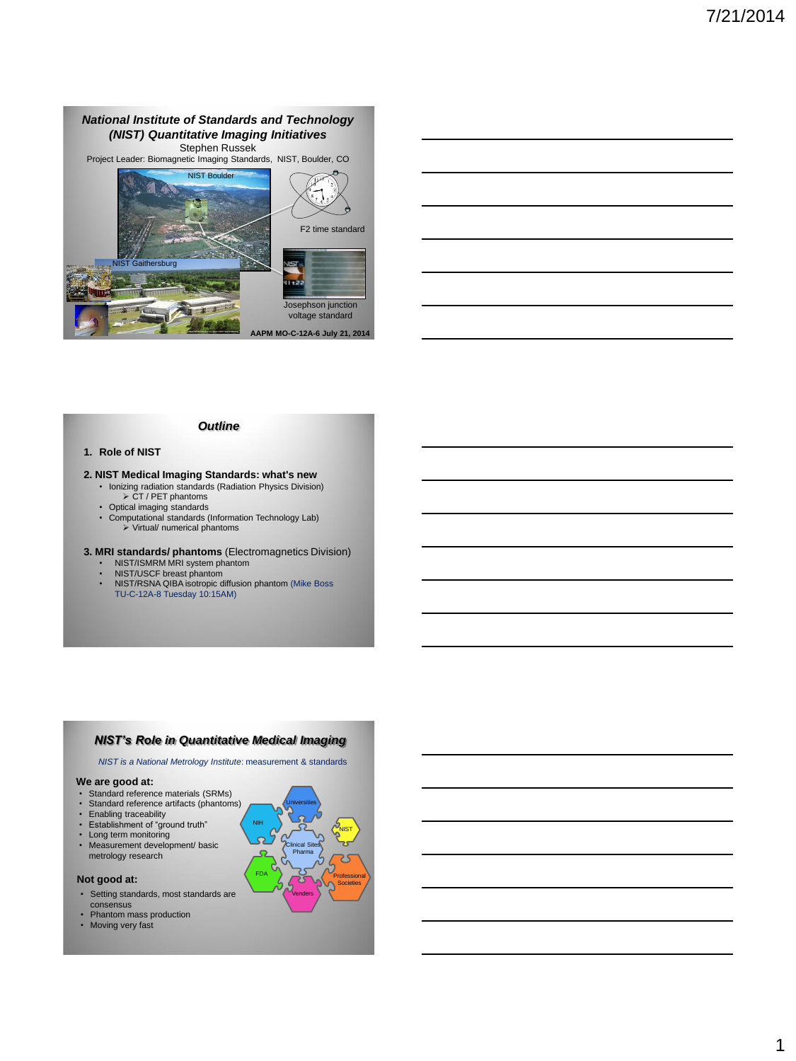## *National Institute of Standards and Technology (NIST) Quantitative Imaging Initiatives*

Stephen Russek

Project Leader: Biomagnetic Imaging Standards, NIST, Boulder, CO

NIST Boulder

F2 time standard

NIST Gaithersburg

Josephson junction voltage standard

**AAPM MO-C-12A-6 July 21, 2014**

## *Outline*

1. **Role of NIST**

2. **NIST Medical Imaging Standards: what's new**
   - Ionizing radiation standards (Radiation Physics Division)
     - CT / PET phantoms
   - Optical imaging standards
   - Computational standards (Information Technology Lab)
     - Virtual/ numerical phantoms

3. **MRI standards/ phantoms** (Electromagnetics Division)
   - NIST/ISMRM MRI system phantom
   - NIST/USCF breast phantom
   - NIST/RSNA QIBA isotropic diffusion phantom (Mike Boss TU-C-12A-8 Tuesday 10:15AM)

## *NIST's Role in Quantitative Medical Imaging*

*NIST is a National Metrology Institute*: measurement & standards

**We are good at:**
- Standard reference materials (SRMs)
- Standard reference artifacts (phantoms)
- Enabling traceability
- Establishment of "ground truth"
- Long term monitoring
- Measurement development/ basic metrology research

**Not good at:**
- Setting standards, most standards are consensus
- Phantom mass production
- Moving very fast

Universities, NIH, NIST, Clinical Sites Pharma, FDA, Professional Societies, Venders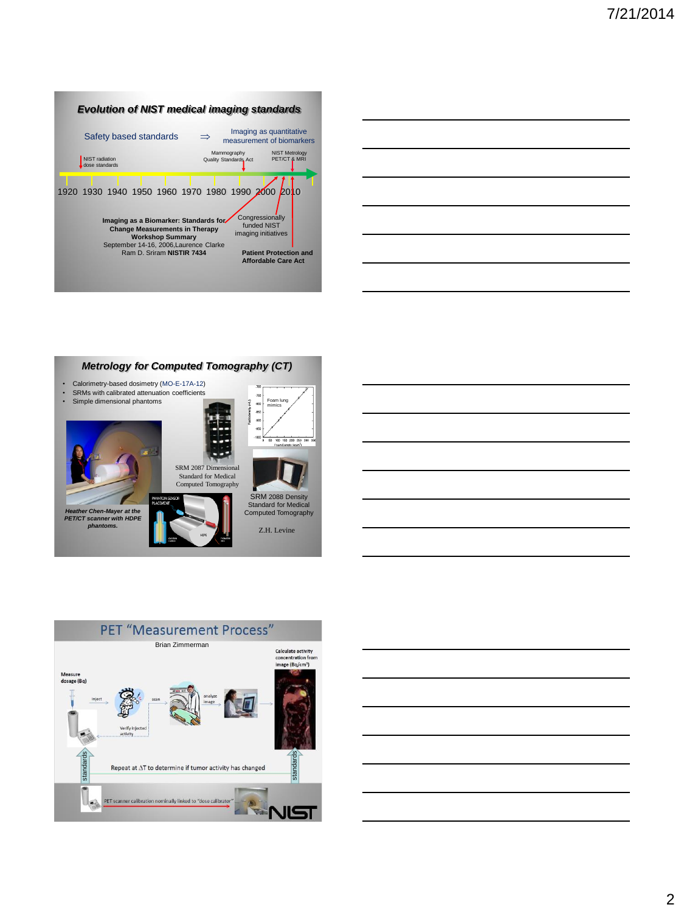## Evolution of NIST medical imaging standards

Safety based standards ⇒ Imaging as quantitative measurement of biomarkers

NIST radiation dose standards

Mammography Quality Standards Act

NIST Metrology PET/CT & MRI

1920 1930 1940 1950 1960 1970 1980 1990 2000 2010

**Imaging as a Biomarker: Standards for Change Measurements in Therapy Workshop Summary**
September 14-16, 2006, Laurence Clarke
Ram D. Sriram **NISTIR 7434**

Congressionally funded NIST imaging initiatives

**Patient Protection and Affordable Care Act**

## Metrology for Computed Tomography (CT)

- Calorimetry-based dosimetry (MO-E-17A-12)
- SRMs with calibrated attenuation coefficients
- Simple dimensional phantoms

Foam lung mimics

SRM 2087 Dimensional Standard for Medical Computed Tomography

SRM 2088 Density Standard for Medical Computed Tomography

*Heather Chen-Mayer at the PET/CT scanner with HDPE phantoms.*

Z.H. Levine

## PET "Measurement Process"

Brian Zimmerman

Measure dosage (Bq) → inject → scan → analyze image → Calculate activity concentration from image (Bq/cm³)

Verify injected activity

standards

Repeat at ΔT to determine if tumor activity has changed

standards

PET scanner calibration nominally linked to "dose calibrator"

NIST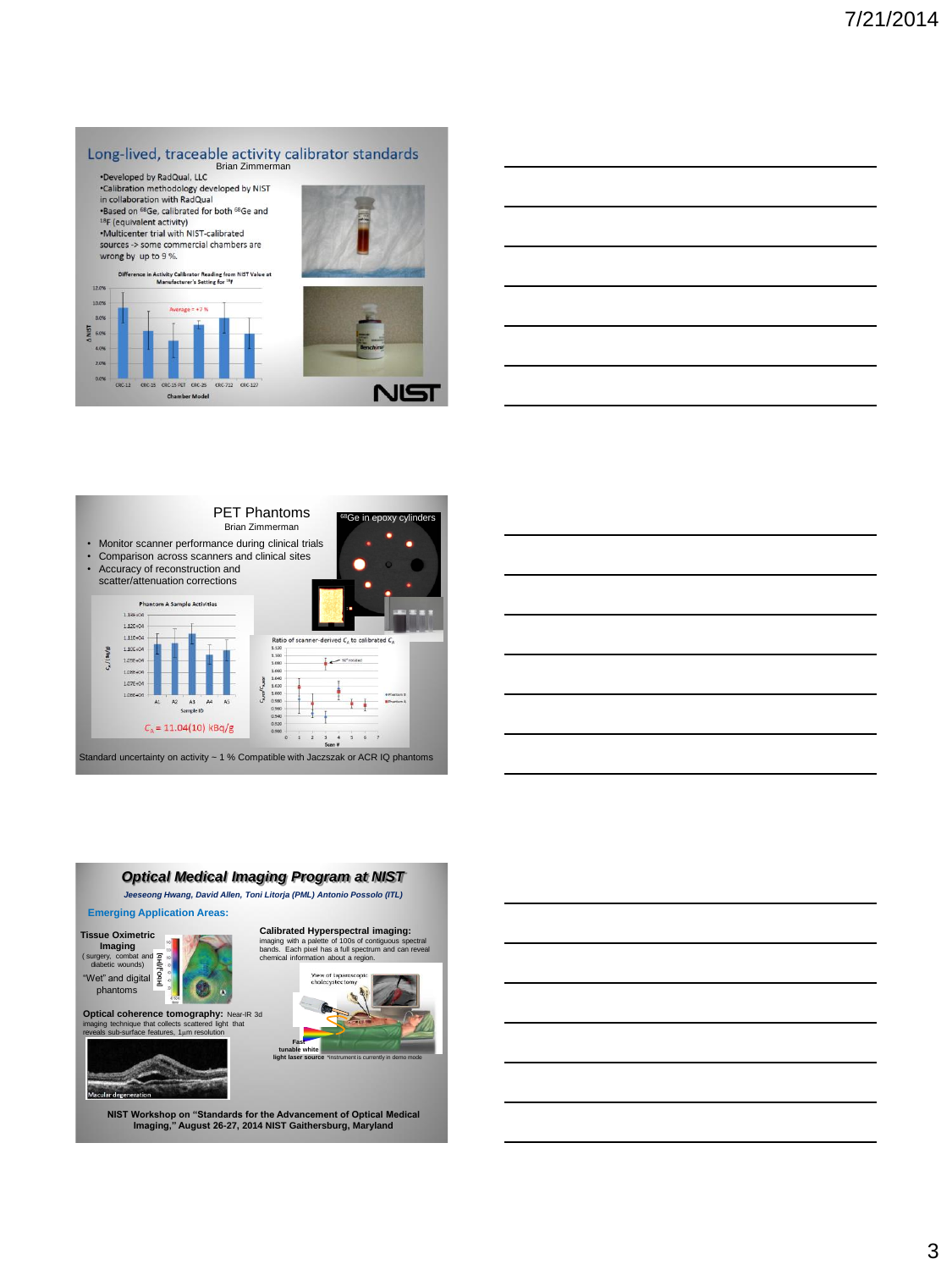## Long-lived, traceable activity calibrator standards

Brian Zimmerman

- Developed by RadQual, LLC
- Calibration methodology developed by NIST in collaboration with RadQual
- Based on $^{68}$Ge, calibrated for both $^{68}$Ge and $^{18}$F (equivalent activity)
- Multicenter trial with NIST-calibrated sources -> some commercial chambers are wrong by up to 9 %.

Difference in Activity Calibrator Reading from NIST Value at Manufacturer's Setting for $^{18}$F

Average = +7 %

Chamber Model: CRC-12, CRC-15, CRC-15 PET, CRC-25, CRC-712, CRC-127

NIST

## PET Phantoms

Brian Zimmerman

$^{68}$Ge in epoxy cylinders

- Monitor scanner performance during clinical trials
- Comparison across scanners and clinical sites
- Accuracy of reconstruction and scatter/attenuation corrections

Phantom A Sample Activities

Sample ID: A1, A2, A3, A4, A5

$C_A$ = 11.04(10) kBq/g

Ratio of scanner-derived $C_A$ to calibrated $C_A$

Standard uncertainty on activity ~ 1 % Compatible with Jaczszak or ACR IQ phantoms

## *Optical Medical Imaging Program at NIST*

*Jeeseong Hwang, David Allen, Toni Litorja (PML) Antonio Possolo (ITL)*

**Emerging Application Areas:**

**Tissue Oximetric Imaging** (surgery, combat and diabetic wounds)

"Wet" and digital phantoms

**Calibrated Hyperspectral imaging:** imaging with a palette of 100s of contiguous spectral bands. Each pixel has a full spectrum and can reveal chemical information about a region.

View of laparoscopic cholecystectomy

**Optical coherence tomography:** Near-IR 3d imaging technique that collects scattered light that reveals sub-surface features, 1μm resolution

Macular degeneration

**Fast tunable white light laser source** *instrument is currently in demo mode

**NIST Workshop on "Standards for the Advancement of Optical Medical Imaging," August 26-27, 2014 NIST Gaithersburg, Maryland**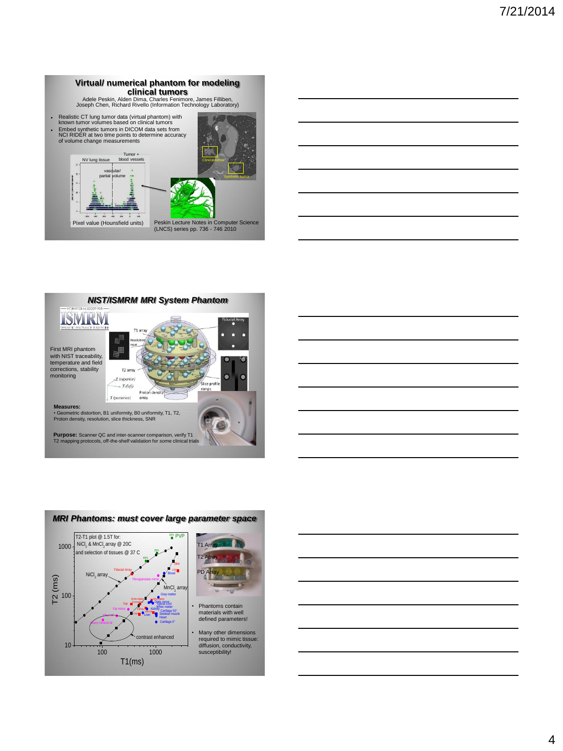## Virtual/ numerical phantom for modeling clinical tumors

Adele Peskin, Alden Dima, Charles Fenimore, James Filliben, Joseph Chen, Richard Rivello (Information Technology Laboratory)

- Realistic CT lung tumor data (virtual phantom) with known tumor volumes based on clinical tumors
- Embed synthetic tumors in DICOM data sets from NCI RIDER at two time points to determine accuracy of volume change measurements

NV lung tissue | Tumor + blood vessels | vascular/ partial volume | Clinical tumor | Synthetic tumor

Pixel value (Hounsfield units)

Peskin Lecture Notes in Computer Science (LNCS) series pp. 736 - 746 2010

## NIST/ISMRM MRI System Phantom

First MRI phantom with NIST traceability, temperature and field corrections, stability monitoring

T1 array, Resolution inset, T2 array, Fiducial Array, Slice profile ramps, Proton density array, Z (superior), X (left), Y (posterior)

**Measures:**
- Geometric distortion, B1 uniformity, B0 uniformity, T1, T2, Proton density, resolution, slice thickness, SNR

**Purpose:** Scanner QC and inter-scanner comparison, verify T1 T2 mapping protocols, off-the-shelf validation for *some* clinical trials

## MRI Phantoms: must cover large parameter space

T2-T1 plot @ 1.5T for: $NiCl_2$ & $MnCl_2$ array @ 20C and selection of tissues @ 37 C

T2 (ms) vs. T1(ms); $NiCl_2$ array; $MnCl_2$ array; PVP; contrast enhanced

T1 Array, T2 Array, PD Array

- Phantoms contain materials with well defined parameters!
- Many other dimensions required to mimic tissue: diffusion, conductivity, susceptibility!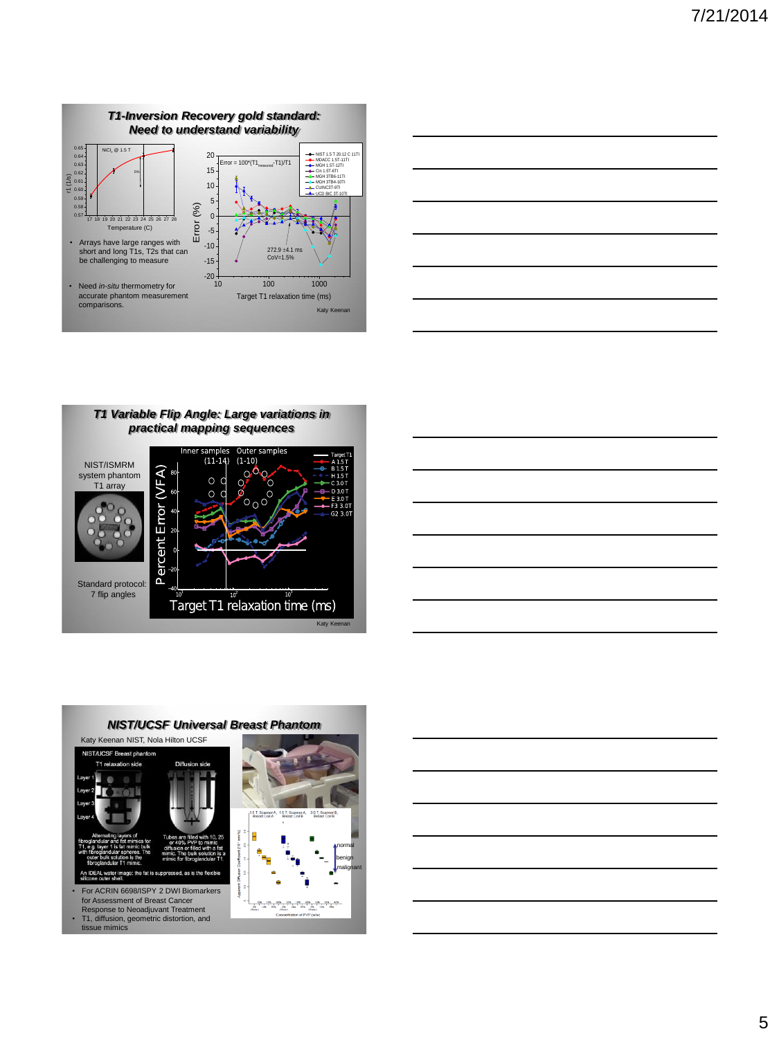## *T1-Inversion Recovery gold standard: Need to understand variability*

- Arrays have large ranges with short and long T1s, T2s that can be challenging to measure
- Need *in-situ* thermometry for accurate phantom measurement comparisons.

Katy Keenan

## *T1 Variable Flip Angle: Large variations in practical mapping sequences*

NIST/ISMRM system phantom T1 array

Standard protocol: 7 flip angles

Katy Keenan

## *NIST/UCSF Universal Breast Phantom*

Katy Keenan NIST, Nola Hilton UCSF

- For ACRIN 6698/ISPY 2 DWI Biomarkers for Assessment of Breast Cancer Response to Neoadjuvant Treatment
- T1, diffusion, geometric distortion, and tissue mimics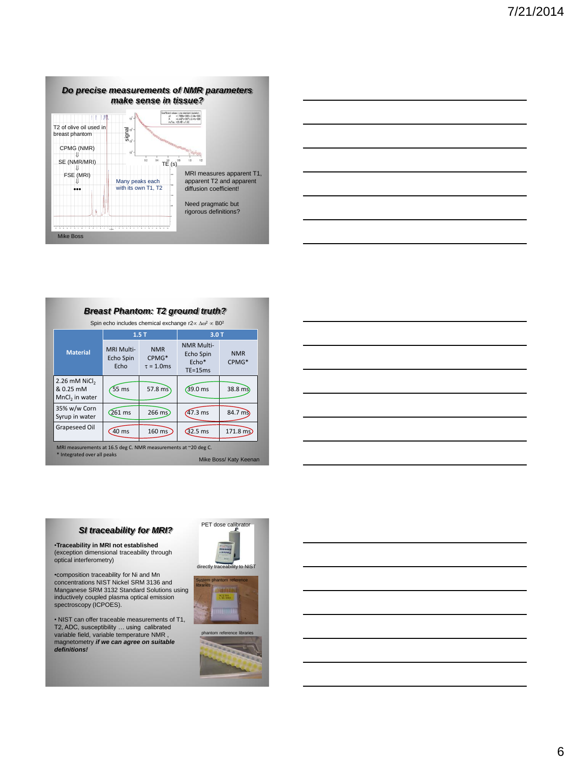## Do precise measurements of NMR parameters make sense in tissue?

T2 of olive oil used in breast phantom

CPMG (NMR)
⇓
SE (NMR/MRI)
⇓
FSE (MRI)
⇓
•••

Many peaks each with its own T1, T2

signal

TE (s)

MRI measures apparent T1, apparent T2 and apparent diffusion coefficient!

Need pragmatic but rigorous definitions?

Mike Boss

## Breast Phantom: T2 ground truth?

Spin echo includes chemical exchange r2 ∝ $\Delta\omega^2 \propto B0^2$

| Material | 1.5 T | | 3.0 T | |
|---|---|---|---|---|
| | MRI Multi-Echo Spin Echo | NMR CPMG* $\tau$ = 1.0ms | NMR Multi-Echo Spin Echo* TE=15ms | NMR CPMG* |
| 2.26 mM $NiCl_2$ & 0.25 mM $MnCl_2$ in water | 55 ms | 57.8 ms | 39.0 ms | 38.8 ms |
| 35% w/w Corn Syrup in water | 261 ms | 266 ms | 47.3 ms | 84.7 ms |
| Grapeseed Oil | 40 ms | 160 ms | 32.5 ms | 171.8 ms |

MRI measurements at 16.5 deg C. NMR measurements at ~20 deg C.
* Integrated over all peaks

Mike Boss/ Katy Keenan

## SI traceability for MRI?

- **Traceability in MRI not established** (exception dimensional traceability through optical interferometry)
- composition traceability for Ni and Mn concentrations NIST Nickel SRM 3136 and Manganese SRM 3132 Standard Solutions using inductively coupled plasma optical emission spectroscopy (ICPOES).
- NIST can offer traceable measurements of T1, T2, ADC, susceptibility … using calibrated variable field, variable temperature NMR, magnetometry ***if we can agree on suitable definitions!***

PET dose calibrator

directly traceability to NIST

System phantom reference libraries

phantom reference libraries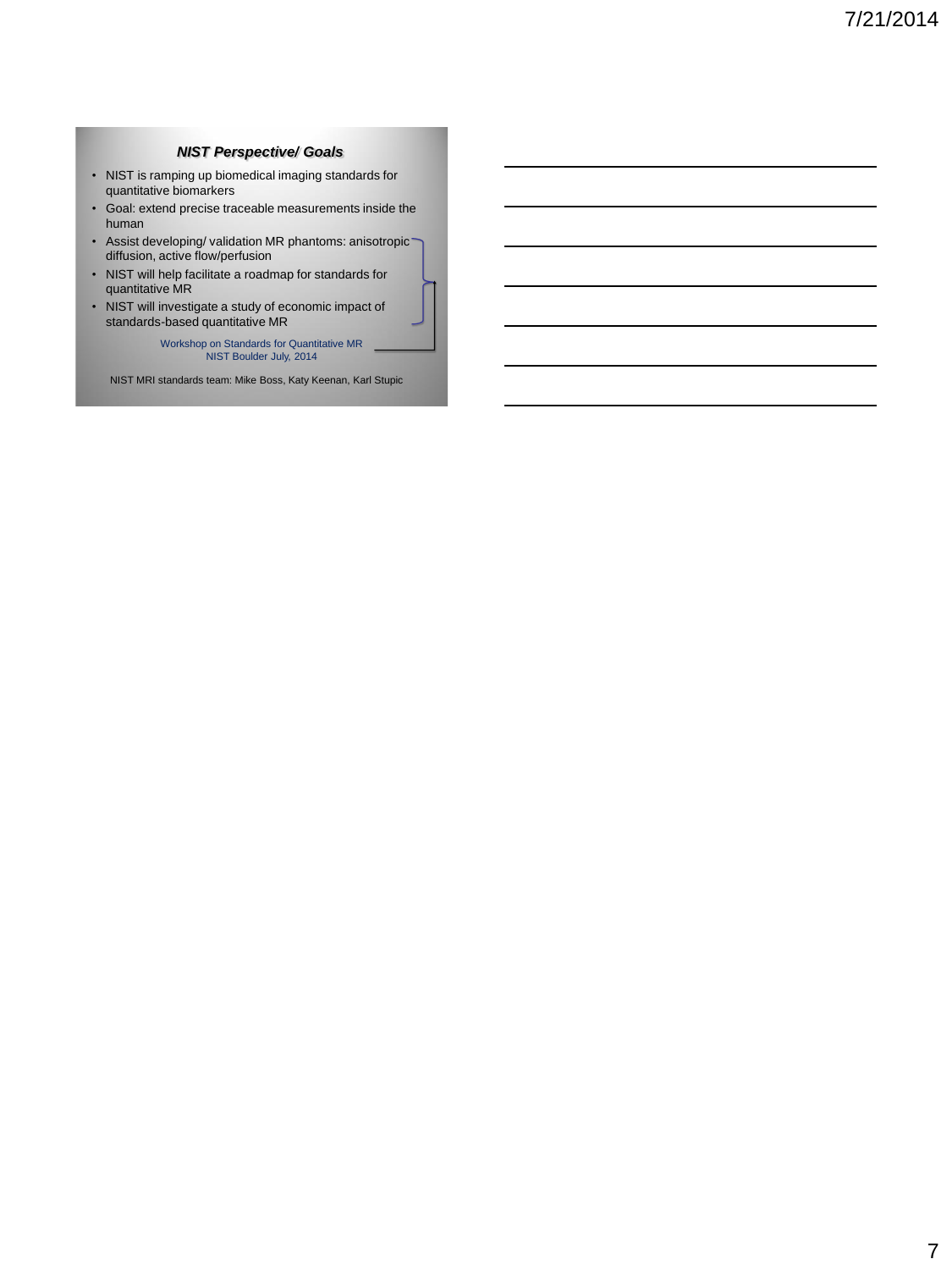### *NIST Perspective/ Goals*

- NIST is ramping up biomedical imaging standards for quantitative biomarkers
- Goal: extend precise traceable measurements inside the human
- Assist developing/ validation MR phantoms: anisotropic diffusion, active flow/perfusion
- NIST will help facilitate a roadmap for standards for quantitative MR
- NIST will investigate a study of economic impact of standards-based quantitative MR

Workshop on Standards for Quantitative MR
NIST Boulder July, 2014

NIST MRI standards team: Mike Boss, Katy Keenan, Karl Stupic